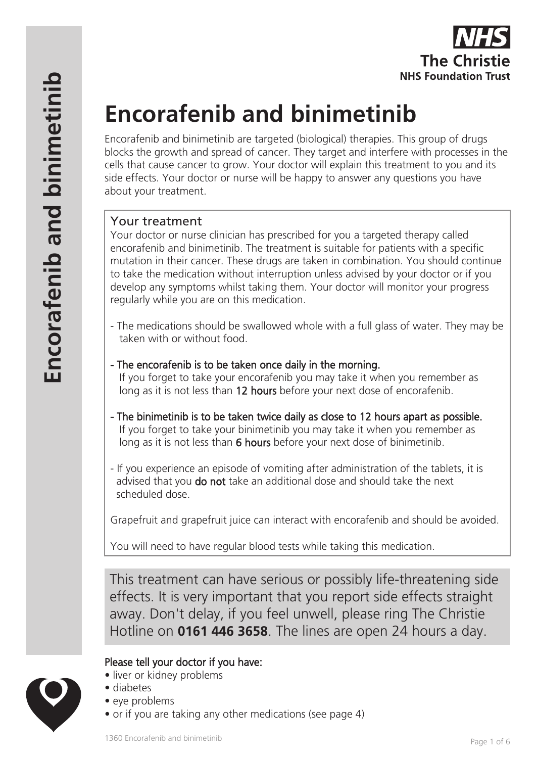# Encorafenib and binimetinib

Encorafenib and binimetinib are targeted (biological) therapies. This group of drugs blocks the growth and spread of cancer. They target and interfere with processes in the cells that cause cancer to grow. Your doctor will explain this treatment to you and its side effects. Your doctor or nurse will be happy to answer any questions you have about your treatment.

## Your treatment

Your doctor or nurse clinician has prescribed for you a targeted therapy called encorafenib and binimetinib. The treatment is suitable for patients with a specific mutation in their cancer. These drugs are taken in combination. You should continue to take the medication without interruption unless advised by your doctor or if you develop any symptoms whilst taking them. Your doctor will monitor your progress regularly while you are on this medication.

- The medications should be swallowed whole with a full glass of water. They may be taken with or without food.
- **The encorafenib is to be taken once daily in the morning.** If you forget to take your encorafenib you may take it when you remember as long as it is not less than **12 hours** before your next dose of encorafenib.
- **The binimetinib is to be taken twice daily as close to 12 hours apart as possible.** If you forget to take your binimetinib you may take it when you remember as long as it is not less than **6 hours** before your next dose of binimetinib.
- If you experience an episode of vomiting after administration of the tablets, it is advised that you **do not** take an additional dose and should take the next scheduled dose.

Grapefruit and grapefruit juice can interact with encorafenib and should be avoided.

You will need to have regular blood tests while taking this medication.

This treatment can have serious or possibly life-threatening side effects. It is very important that you report side effects straight away. Don't delay, if you feel unwell, please ring The Christie Hotline on **0161 446 3658**. The lines are open 24 hours a day.

**Please tell your doctor if you have:**

- liver or kidney problems
- diabetes
- eye problems
- or if you are taking any other medications (see page 4)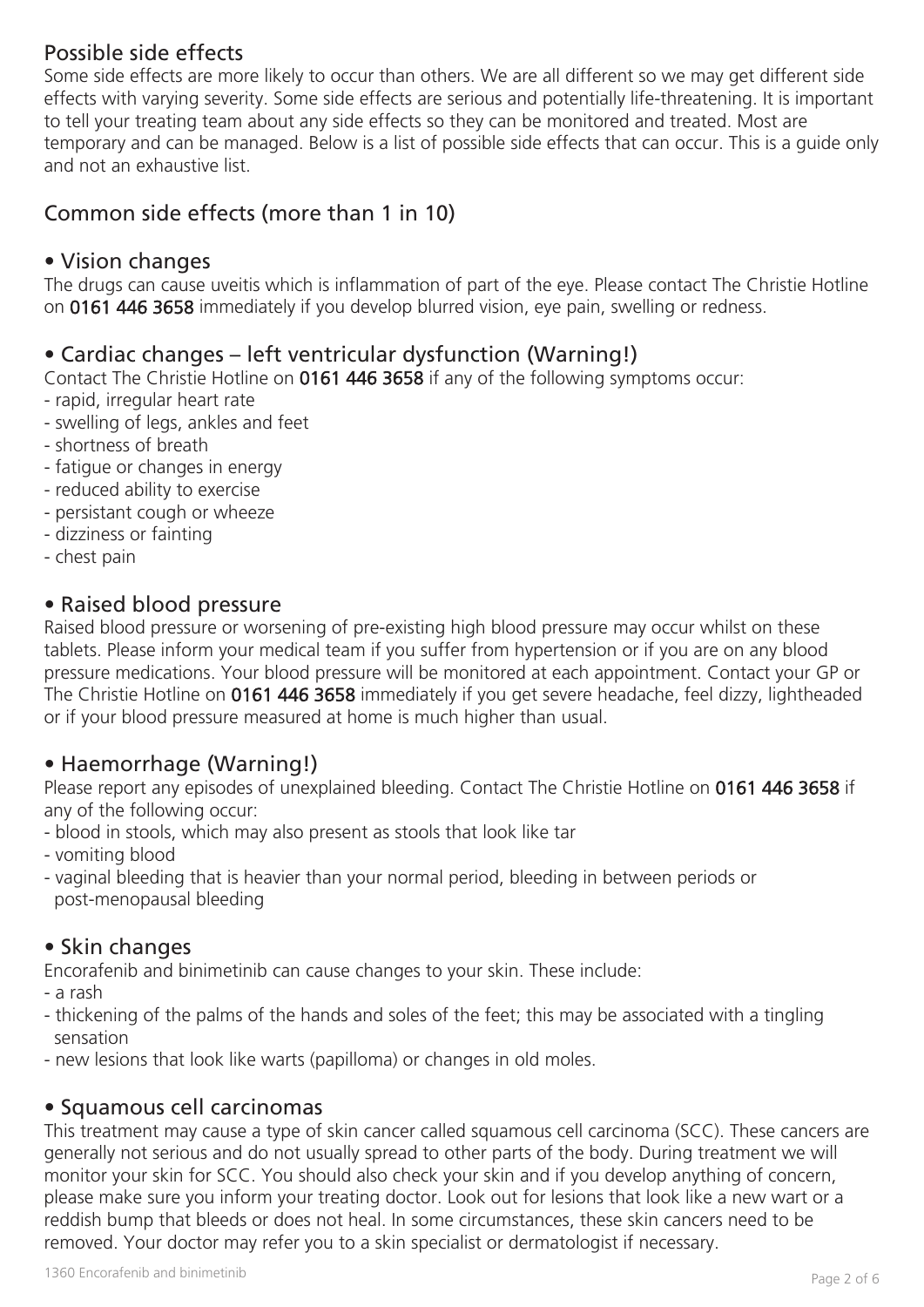## Possible side effects

Some side effects are more likely to occur than others. We are all different so we may get different side effects with varying severity. Some side effects are serious and potentially life-threatening. It is important to tell your treating team about any side effects so they can be monitored and treated. Most are temporary and can be managed. Below is a list of possible side effects that can occur. This is a guide only and not an exhaustive list.

## Common side effects (more than 1 in 10)

### • Vision changes

The drugs can cause uveitis which is inflammation of part of the eye. Please contact The Christie Hotline on **0161 446 3658** immediately if you develop blurred vision, eye pain, swelling or redness.

### • Cardiac changes – left ventricular dysfunction (Warning!)

Contact The Christie Hotline on **0161 446 3658** if any of the following symptoms occur:

- rapid, irregular heart rate
- swelling of legs, ankles and feet
- shortness of breath
- fatigue or changes in energy
- reduced ability to exercise
- persistant cough or wheeze
- dizziness or fainting
- chest pain

### • Raised blood pressure

Raised blood pressure or worsening of pre-existing high blood pressure may occur whilst on these tablets. Please inform your medical team if you suffer from hypertension or if you are on any blood pressure medications. Your blood pressure will be monitored at each appointment. Contact your GP or The Christie Hotline on **0161 446 3658** immediately if you get severe headache, feel dizzy, lightheaded or if your blood pressure measured at home is much higher than usual.

### • Haemorrhage (Warning!)

Please report any episodes of unexplained bleeding. Contact The Christie Hotline on **0161 446 3658** if any of the following occur:

- blood in stools, which may also present as stools that look like tar
- vomiting blood
- vaginal bleeding that is heavier than your normal period, bleeding in between periods or post-menopausal bleeding

### • Skin changes

Encorafenib and binimetinib can cause changes to your skin. These include:

- a rash
- thickening of the palms of the hands and soles of the feet; this may be associated with a tingling sensation
- new lesions that look like warts (papilloma) or changes in old moles.

### • Squamous cell carcinomas

This treatment may cause a type of skin cancer called squamous cell carcinoma (SCC). These cancers are generally not serious and do not usually spread to other parts of the body. During treatment we will monitor your skin for SCC. You should also check your skin and if you develop anything of concern, please make sure you inform your treating doctor. Look out for lesions that look like a new wart or a reddish bump that bleeds or does not heal. In some circumstances, these skin cancers need to be removed. Your doctor may refer you to a skin specialist or dermatologist if necessary.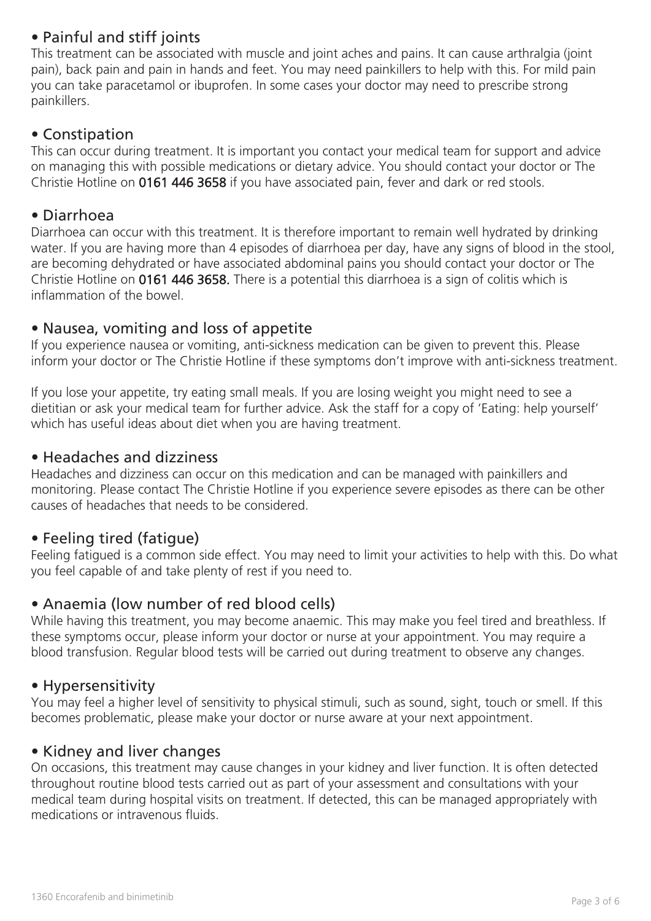## • Painful and stiff joints

This treatment can be associated with muscle and joint aches and pains. It can cause arthralgia (joint pain), back pain and pain in hands and feet. You may need painkillers to help with this. For mild pain you can take paracetamol or ibuprofen. In some cases your doctor may need to prescribe strong painkillers.

## • Constipation

This can occur during treatment. It is important you contact your medical team for support and advice on managing this with possible medications or dietary advice. You should contact your doctor or The Christie Hotline on **0161 446 3658** if you have associated pain, fever and dark or red stools.

## • Diarrhoea

Diarrhoea can occur with this treatment. It is therefore important to remain well hydrated by drinking water. If you are having more than 4 episodes of diarrhoea per day, have any signs of blood in the stool, are becoming dehydrated or have associated abdominal pains you should contact your doctor or The Christie Hotline on **0161 446 3658.** There is a potential this diarrhoea is a sign of colitis which is inflammation of the bowel.

## • Nausea, vomiting and loss of appetite

If you experience nausea or vomiting, anti-sickness medication can be given to prevent this. Please inform your doctor or The Christie Hotline if these symptoms don't improve with anti-sickness treatment.

If you lose your appetite, try eating small meals. If you are losing weight you might need to see a dietitian or ask your medical team for further advice. Ask the staff for a copy of 'Eating: help yourself' which has useful ideas about diet when you are having treatment.

## • Headaches and dizziness

Headaches and dizziness can occur on this medication and can be managed with painkillers and monitoring. Please contact The Christie Hotline if you experience severe episodes as there can be other causes of headaches that needs to be considered.

## • Feeling tired (fatigue)

Feeling fatigued is a common side effect. You may need to limit your activities to help with this. Do what you feel capable of and take plenty of rest if you need to.

## • Anaemia (low number of red blood cells)

While having this treatment, you may become anaemic. This may make you feel tired and breathless. If these symptoms occur, please inform your doctor or nurse at your appointment. You may require a blood transfusion. Regular blood tests will be carried out during treatment to observe any changes.

## • Hypersensitivity

You may feel a higher level of sensitivity to physical stimuli, such as sound, sight, touch or smell. If this becomes problematic, please make your doctor or nurse aware at your next appointment.

## • Kidney and liver changes

On occasions, this treatment may cause changes in your kidney and liver function. It is often detected throughout routine blood tests carried out as part of your assessment and consultations with your medical team during hospital visits on treatment. If detected, this can be managed appropriately with medications or intravenous fluids.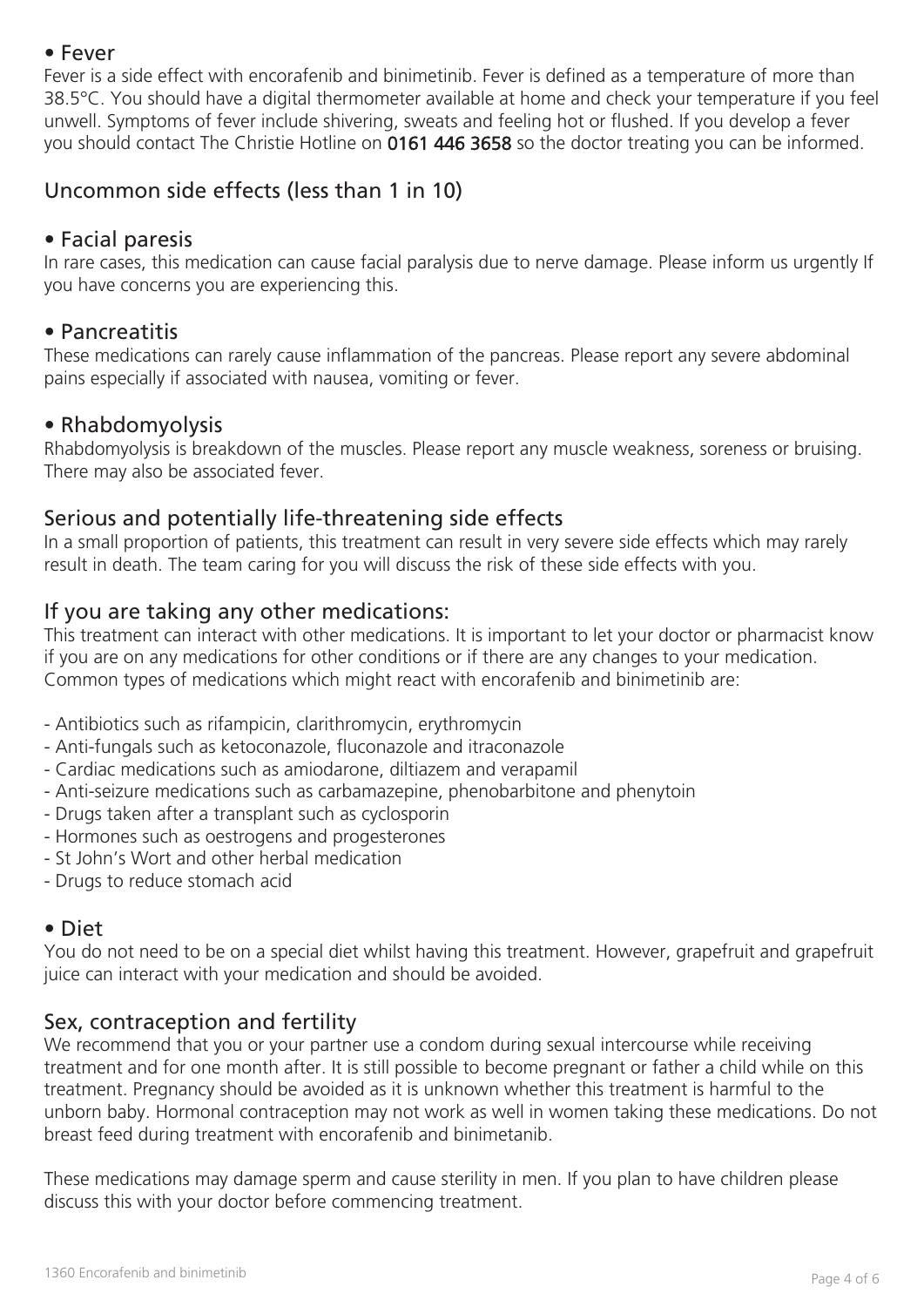### • Fever

Fever is a side effect with encorafenib and binimetinib. Fever is defined as a temperature of more than 38.5°C. You should have a digital thermometer available at home and check your temperature if you feel unwell. Symptoms of fever include shivering, sweats and feeling hot or flushed. If you develop a fever you should contact The Christie Hotline on **0161 446 3658** so the doctor treating you can be informed.

## Uncommon side effects (less than 1 in 10)

### • Facial paresis

In rare cases, this medication can cause facial paralysis due to nerve damage. Please inform us urgently If you have concerns you are experiencing this.

### • Pancreatitis

These medications can rarely cause inflammation of the pancreas. Please report any severe abdominal pains especially if associated with nausea, vomiting or fever.

### • Rhabdomyolysis

Rhabdomyolysis is breakdown of the muscles. Please report any muscle weakness, soreness or bruising. There may also be associated fever.

## Serious and potentially life-threatening side effects

In a small proportion of patients, this treatment can result in very severe side effects which may rarely result in death. The team caring for you will discuss the risk of these side effects with you.

## If you are taking any other medications:

This treatment can interact with other medications. It is important to let your doctor or pharmacist know if you are on any medications for other conditions or if there are any changes to your medication. Common types of medications which might react with encorafenib and binimetinib are:

- Antibiotics such as rifampicin, clarithromycin, erythromycin
- Anti-fungals such as ketoconazole, fluconazole and itraconazole
- Cardiac medications such as amiodarone, diltiazem and verapamil
- Anti-seizure medications such as carbamazepine, phenobarbitone and phenytoin
- Drugs taken after a transplant such as cyclosporin
- Hormones such as oestrogens and progesterones
- St John's Wort and other herbal medication
- Drugs to reduce stomach acid

### • Diet

You do not need to be on a special diet whilst having this treatment. However, grapefruit and grapefruit juice can interact with your medication and should be avoided.

## Sex, contraception and fertility

We recommend that you or your partner use a condom during sexual intercourse while receiving treatment and for one month after. It is still possible to become pregnant or father a child while on this treatment. Pregnancy should be avoided as it is unknown whether this treatment is harmful to the unborn baby. Hormonal contraception may not work as well in women taking these medications. Do not breast feed during treatment with encorafenib and binimetanib.

These medications may damage sperm and cause sterility in men. If you plan to have children please discuss this with your doctor before commencing treatment.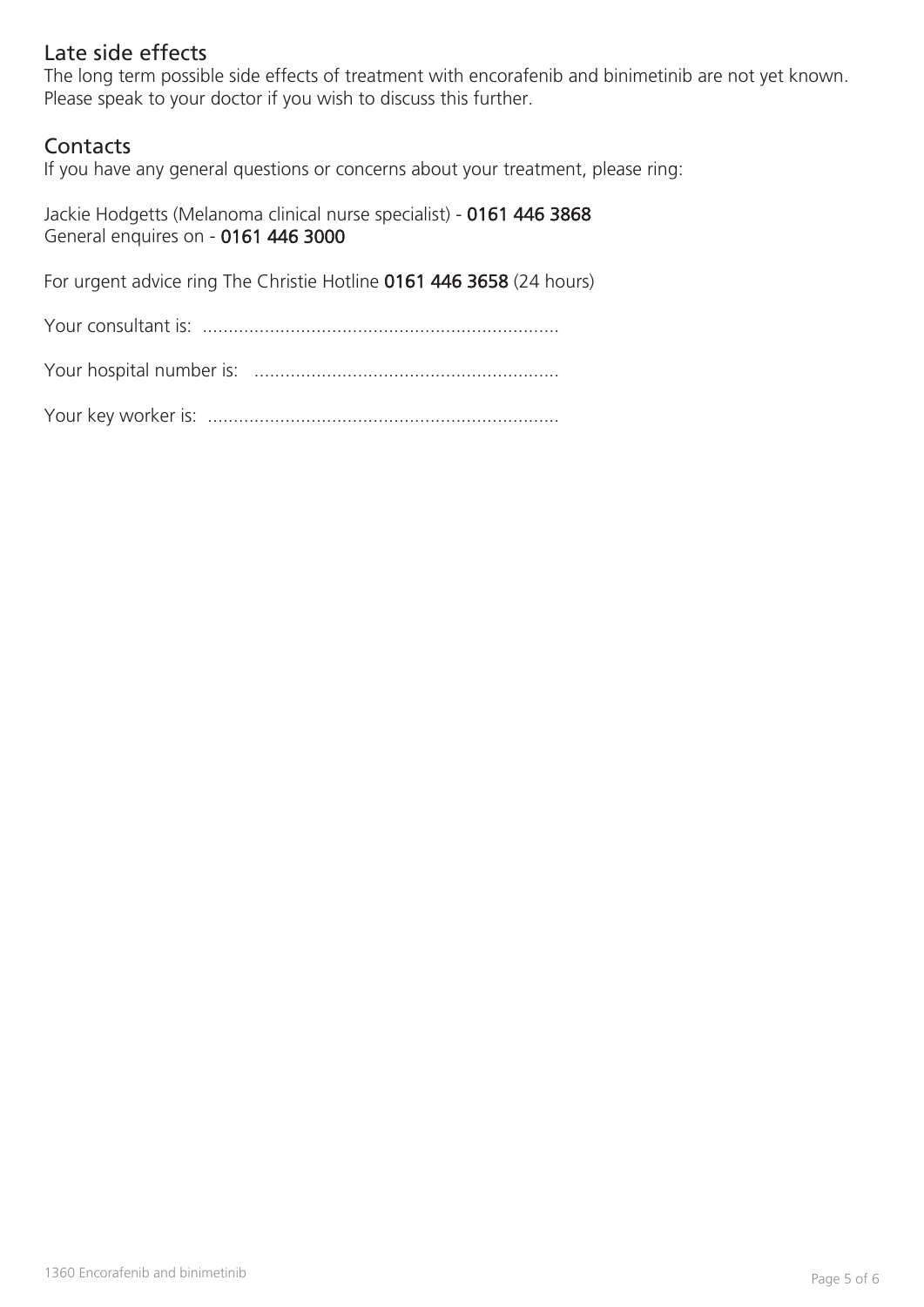## Late side effects

The long term possible side effects of treatment with encorafenib and binimetinib are not yet known. Please speak to your doctor if you wish to discuss this further.

## Contacts

If you have any general questions or concerns about your treatment, please ring:

Jackie Hodgetts (Melanoma clinical nurse specialist) - **0161 446 3868**
General enquires on - **0161 446 3000**

For urgent advice ring The Christie Hotline **0161 446 3658** (24 hours)

Your consultant is: ....................................................................

Your hospital number is: ..........................................................

Your key worker is: ...................................................................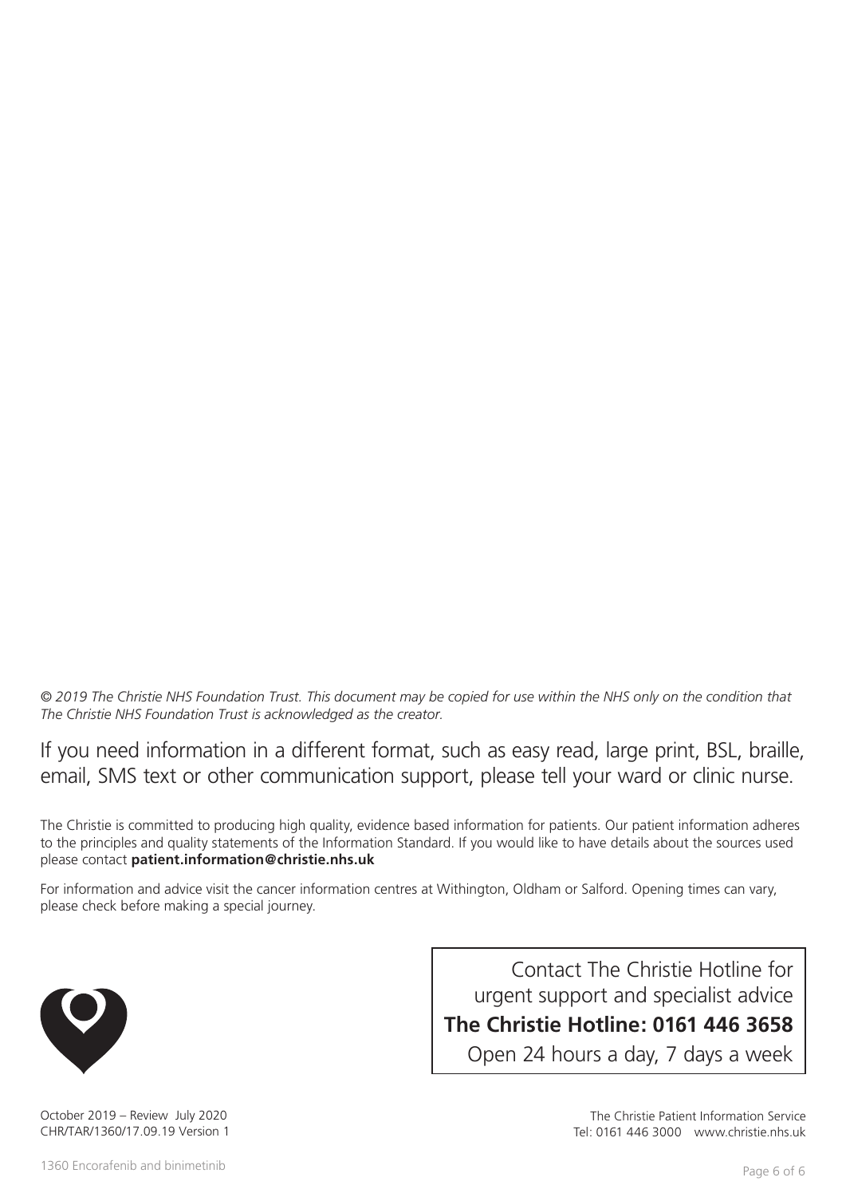*© 2019 The Christie NHS Foundation Trust. This document may be copied for use within the NHS only on the condition that The Christie NHS Foundation Trust is acknowledged as the creator.*

If you need information in a different format, such as easy read, large print, BSL, braille, email, SMS text or other communication support, please tell your ward or clinic nurse.

The Christie is committed to producing high quality, evidence based information for patients. Our patient information adheres to the principles and quality statements of the Information Standard. If you would like to have details about the sources used please contact **patient.information@christie.nhs.uk**

For information and advice visit the cancer information centres at Withington, Oldham or Salford. Opening times can vary, please check before making a special journey.

Contact The Christie Hotline for urgent support and specialist advice

**The Christie Hotline: 0161 446 3658**

Open 24 hours a day, 7 days a week

October 2019 – Review July 2020
CHR/TAR/1360/17.09.19 Version 1

The Christie Patient Information Service
Tel: 0161 446 3000 www.christie.nhs.uk